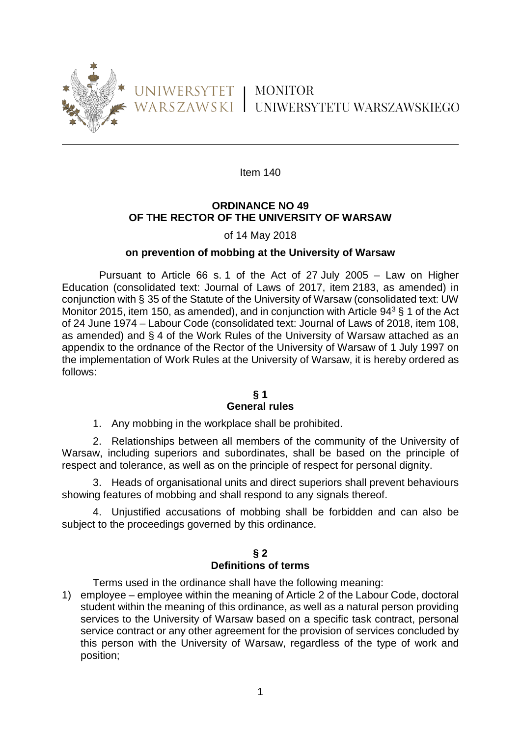UNIWERSYTET WARSZAWSKI | MONITOR UNIWERSYTETU WARSZAWSKIEGO

Item 140

**ORDINANCE NO 49**
**OF THE RECTOR OF THE UNIVERSITY OF WARSAW**

of 14 May 2018

**on prevention of mobbing at the University of Warsaw**

Pursuant to Article 66 s. 1 of the Act of 27 July 2005 – Law on Higher Education (consolidated text: Journal of Laws of 2017, item 2183, as amended) in conjunction with § 35 of the Statute of the University of Warsaw (consolidated text: UW Monitor 2015, item 150, as amended), and in conjunction with Article $94^3$ § 1 of the Act of 24 June 1974 – Labour Code (consolidated text: Journal of Laws of 2018, item 108, as amended) and § 4 of the Work Rules of the University of Warsaw attached as an appendix to the ordnance of the Rector of the University of Warsaw of 1 July 1997 on the implementation of Work Rules at the University of Warsaw, it is hereby ordered as follows:

**§ 1**
**General rules**

1. Any mobbing in the workplace shall be prohibited.

2. Relationships between all members of the community of the University of Warsaw, including superiors and subordinates, shall be based on the principle of respect and tolerance, as well as on the principle of respect for personal dignity.

3. Heads of organisational units and direct superiors shall prevent behaviours showing features of mobbing and shall respond to any signals thereof.

4. Unjustified accusations of mobbing shall be forbidden and can also be subject to the proceedings governed by this ordinance.

**§ 2**
**Definitions of terms**

Terms used in the ordinance shall have the following meaning:

1) employee – employee within the meaning of Article 2 of the Labour Code, doctoral student within the meaning of this ordinance, as well as a natural person providing services to the University of Warsaw based on a specific task contract, personal service contract or any other agreement for the provision of services concluded by this person with the University of Warsaw, regardless of the type of work and position;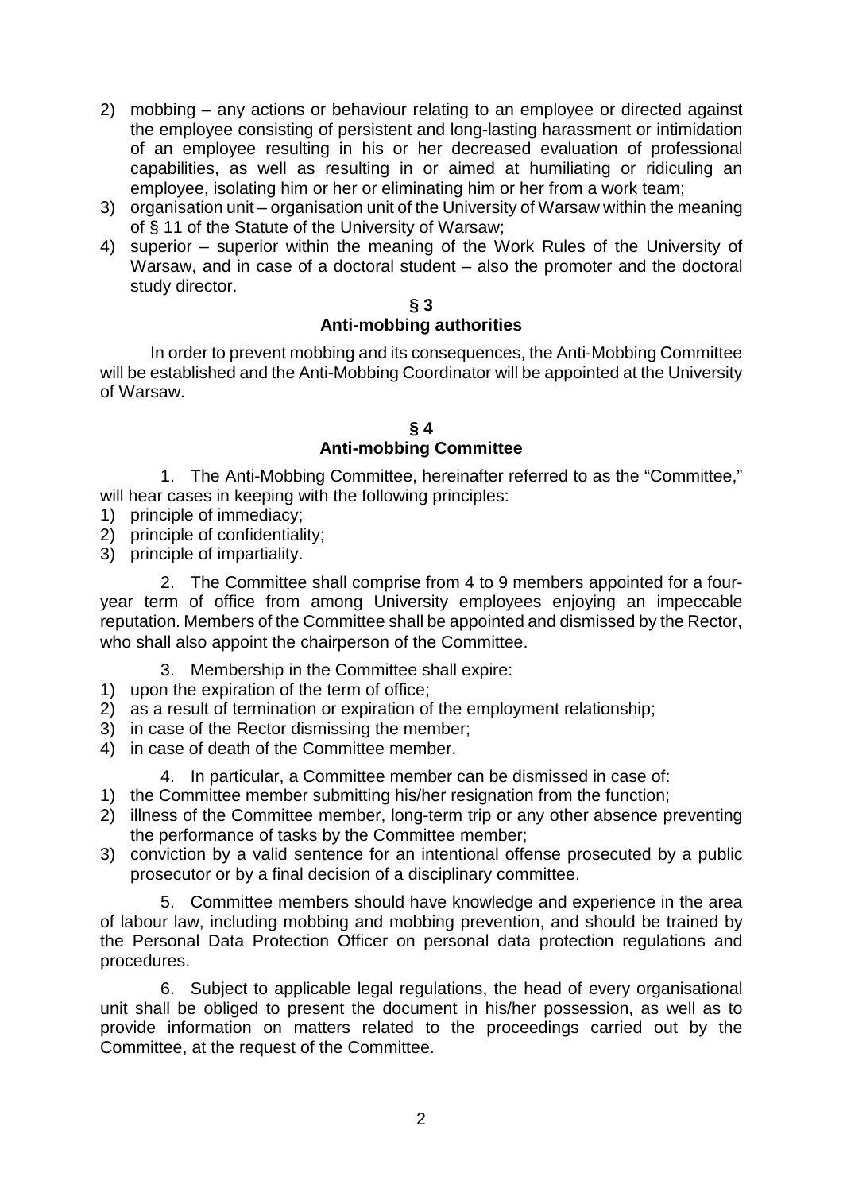2) mobbing – any actions or behaviour relating to an employee or directed against the employee consisting of persistent and long-lasting harassment or intimidation of an employee resulting in his or her decreased evaluation of professional capabilities, as well as resulting in or aimed at humiliating or ridiculing an employee, isolating him or her or eliminating him or her from a work team;
3) organisation unit – organisation unit of the University of Warsaw within the meaning of § 11 of the Statute of the University of Warsaw;
4) superior – superior within the meaning of the Work Rules of the University of Warsaw, and in case of a doctoral student – also the promoter and the doctoral study director.

## § 3
## Anti-mobbing authorities

In order to prevent mobbing and its consequences, the Anti-Mobbing Committee will be established and the Anti-Mobbing Coordinator will be appointed at the University of Warsaw.

## § 4
## Anti-mobbing Committee

1. The Anti-Mobbing Committee, hereinafter referred to as the "Committee," will hear cases in keeping with the following principles:
1) principle of immediacy;
2) principle of confidentiality;
3) principle of impartiality.

2. The Committee shall comprise from 4 to 9 members appointed for a four-year term of office from among University employees enjoying an impeccable reputation. Members of the Committee shall be appointed and dismissed by the Rector, who shall also appoint the chairperson of the Committee.

3. Membership in the Committee shall expire:
1) upon the expiration of the term of office;
2) as a result of termination or expiration of the employment relationship;
3) in case of the Rector dismissing the member;
4) in case of death of the Committee member.

4. In particular, a Committee member can be dismissed in case of:
1) the Committee member submitting his/her resignation from the function;
2) illness of the Committee member, long-term trip or any other absence preventing the performance of tasks by the Committee member;
3) conviction by a valid sentence for an intentional offense prosecuted by a public prosecutor or by a final decision of a disciplinary committee.

5. Committee members should have knowledge and experience in the area of labour law, including mobbing and mobbing prevention, and should be trained by the Personal Data Protection Officer on personal data protection regulations and procedures.

6. Subject to applicable legal regulations, the head of every organisational unit shall be obliged to present the document in his/her possession, as well as to provide information on matters related to the proceedings carried out by the Committee, at the request of the Committee.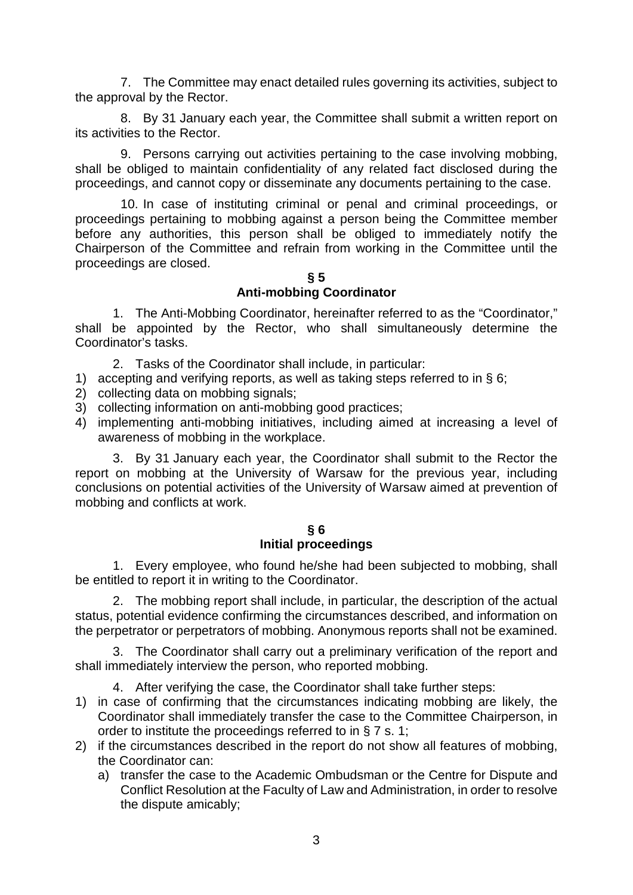7. The Committee may enact detailed rules governing its activities, subject to the approval by the Rector.

8. By 31 January each year, the Committee shall submit a written report on its activities to the Rector.

9. Persons carrying out activities pertaining to the case involving mobbing, shall be obliged to maintain confidentiality of any related fact disclosed during the proceedings, and cannot copy or disseminate any documents pertaining to the case.

10. In case of instituting criminal or penal and criminal proceedings, or proceedings pertaining to mobbing against a person being the Committee member before any authorities, this person shall be obliged to immediately notify the Chairperson of the Committee and refrain from working in the Committee until the proceedings are closed.

## § 5
## Anti-mobbing Coordinator

1. The Anti-Mobbing Coordinator, hereinafter referred to as the "Coordinator," shall be appointed by the Rector, who shall simultaneously determine the Coordinator's tasks.

2. Tasks of the Coordinator shall include, in particular:

1) accepting and verifying reports, as well as taking steps referred to in § 6;
2) collecting data on mobbing signals;
3) collecting information on anti-mobbing good practices;
4) implementing anti-mobbing initiatives, including aimed at increasing a level of awareness of mobbing in the workplace.

3. By 31 January each year, the Coordinator shall submit to the Rector the report on mobbing at the University of Warsaw for the previous year, including conclusions on potential activities of the University of Warsaw aimed at prevention of mobbing and conflicts at work.

## § 6
## Initial proceedings

1. Every employee, who found he/she had been subjected to mobbing, shall be entitled to report it in writing to the Coordinator.

2. The mobbing report shall include, in particular, the description of the actual status, potential evidence confirming the circumstances described, and information on the perpetrator or perpetrators of mobbing. Anonymous reports shall not be examined.

3. The Coordinator shall carry out a preliminary verification of the report and shall immediately interview the person, who reported mobbing.

4. After verifying the case, the Coordinator shall take further steps:

1) in case of confirming that the circumstances indicating mobbing are likely, the Coordinator shall immediately transfer the case to the Committee Chairperson, in order to institute the proceedings referred to in § 7 s. 1;
2) if the circumstances described in the report do not show all features of mobbing, the Coordinator can:
   a) transfer the case to the Academic Ombudsman or the Centre for Dispute and Conflict Resolution at the Faculty of Law and Administration, in order to resolve the dispute amicably;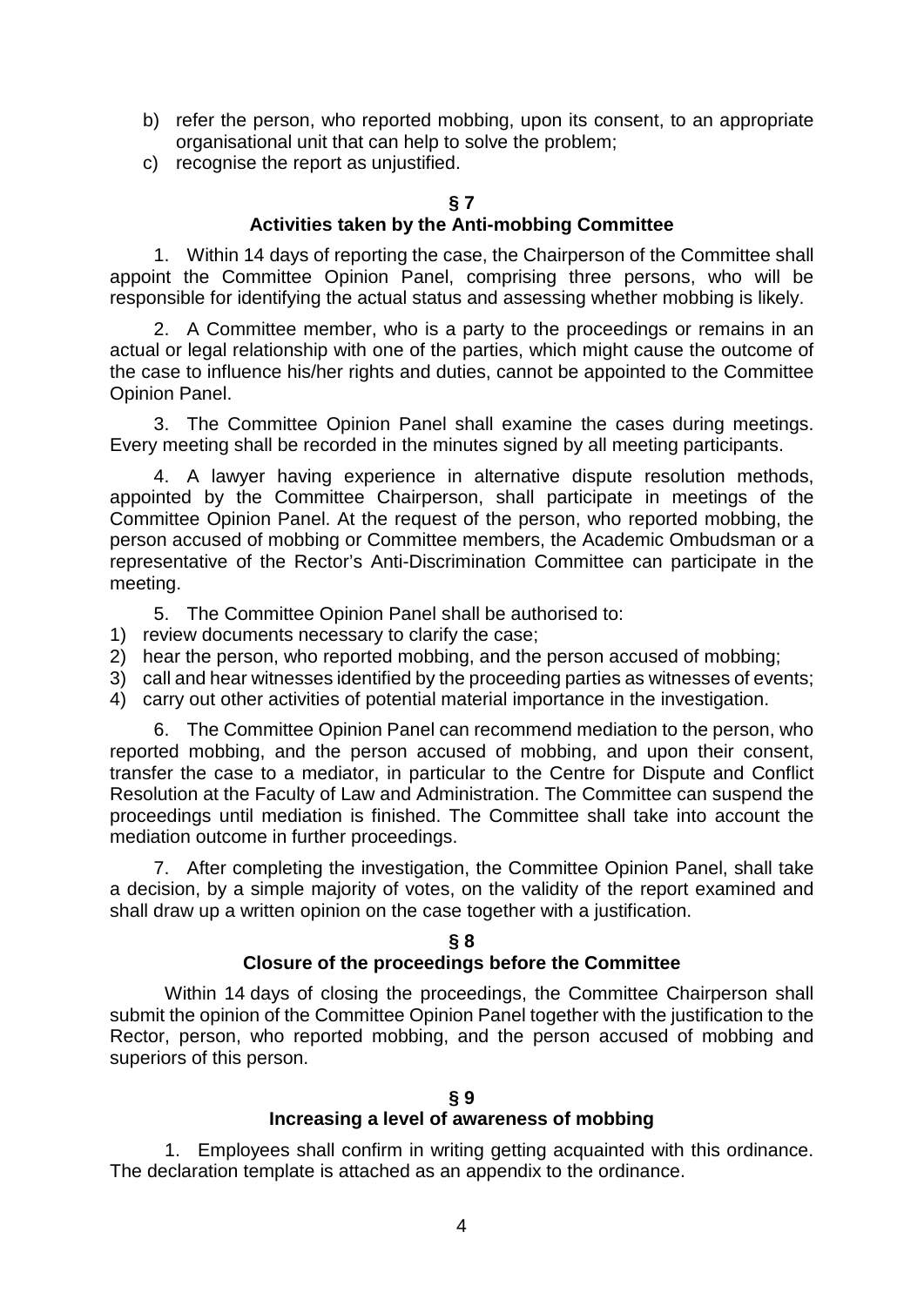b) refer the person, who reported mobbing, upon its consent, to an appropriate organisational unit that can help to solve the problem;
c) recognise the report as unjustified.

## § 7
## Activities taken by the Anti-mobbing Committee

1. Within 14 days of reporting the case, the Chairperson of the Committee shall appoint the Committee Opinion Panel, comprising three persons, who will be responsible for identifying the actual status and assessing whether mobbing is likely.

2. A Committee member, who is a party to the proceedings or remains in an actual or legal relationship with one of the parties, which might cause the outcome of the case to influence his/her rights and duties, cannot be appointed to the Committee Opinion Panel.

3. The Committee Opinion Panel shall examine the cases during meetings. Every meeting shall be recorded in the minutes signed by all meeting participants.

4. A lawyer having experience in alternative dispute resolution methods, appointed by the Committee Chairperson, shall participate in meetings of the Committee Opinion Panel. At the request of the person, who reported mobbing, the person accused of mobbing or Committee members, the Academic Ombudsman or a representative of the Rector's Anti-Discrimination Committee can participate in the meeting.

5. The Committee Opinion Panel shall be authorised to:
1) review documents necessary to clarify the case;
2) hear the person, who reported mobbing, and the person accused of mobbing;
3) call and hear witnesses identified by the proceeding parties as witnesses of events;
4) carry out other activities of potential material importance in the investigation.

6. The Committee Opinion Panel can recommend mediation to the person, who reported mobbing, and the person accused of mobbing, and upon their consent, transfer the case to a mediator, in particular to the Centre for Dispute and Conflict Resolution at the Faculty of Law and Administration. The Committee can suspend the proceedings until mediation is finished. The Committee shall take into account the mediation outcome in further proceedings.

7. After completing the investigation, the Committee Opinion Panel, shall take a decision, by a simple majority of votes, on the validity of the report examined and shall draw up a written opinion on the case together with a justification.

## § 8
## Closure of the proceedings before the Committee

Within 14 days of closing the proceedings, the Committee Chairperson shall submit the opinion of the Committee Opinion Panel together with the justification to the Rector, person, who reported mobbing, and the person accused of mobbing and superiors of this person.

## § 9
## Increasing a level of awareness of mobbing

1. Employees shall confirm in writing getting acquainted with this ordinance. The declaration template is attached as an appendix to the ordinance.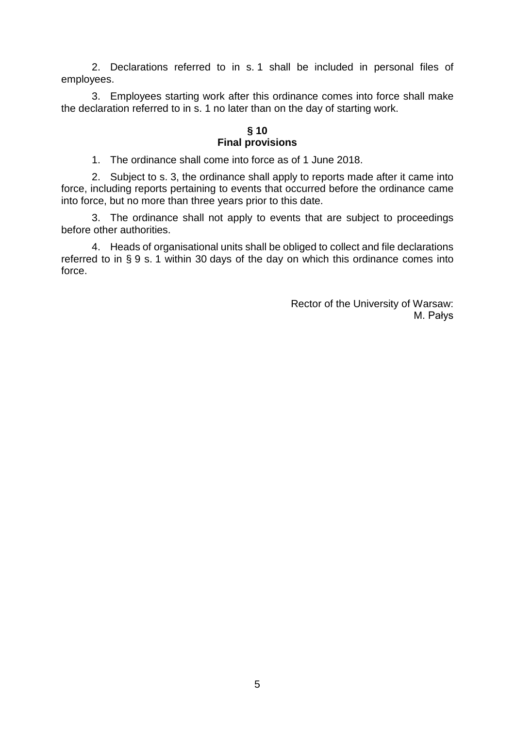2. Declarations referred to in s. 1 shall be included in personal files of employees.

3. Employees starting work after this ordinance comes into force shall make the declaration referred to in s. 1 no later than on the day of starting work.

## § 10
## Final provisions

1. The ordinance shall come into force as of 1 June 2018.

2. Subject to s. 3, the ordinance shall apply to reports made after it came into force, including reports pertaining to events that occurred before the ordinance came into force, but no more than three years prior to this date.

3. The ordinance shall not apply to events that are subject to proceedings before other authorities.

4. Heads of organisational units shall be obliged to collect and file declarations referred to in § 9 s. 1 within 30 days of the day on which this ordinance comes into force.

Rector of the University of Warsaw:
M. Pałys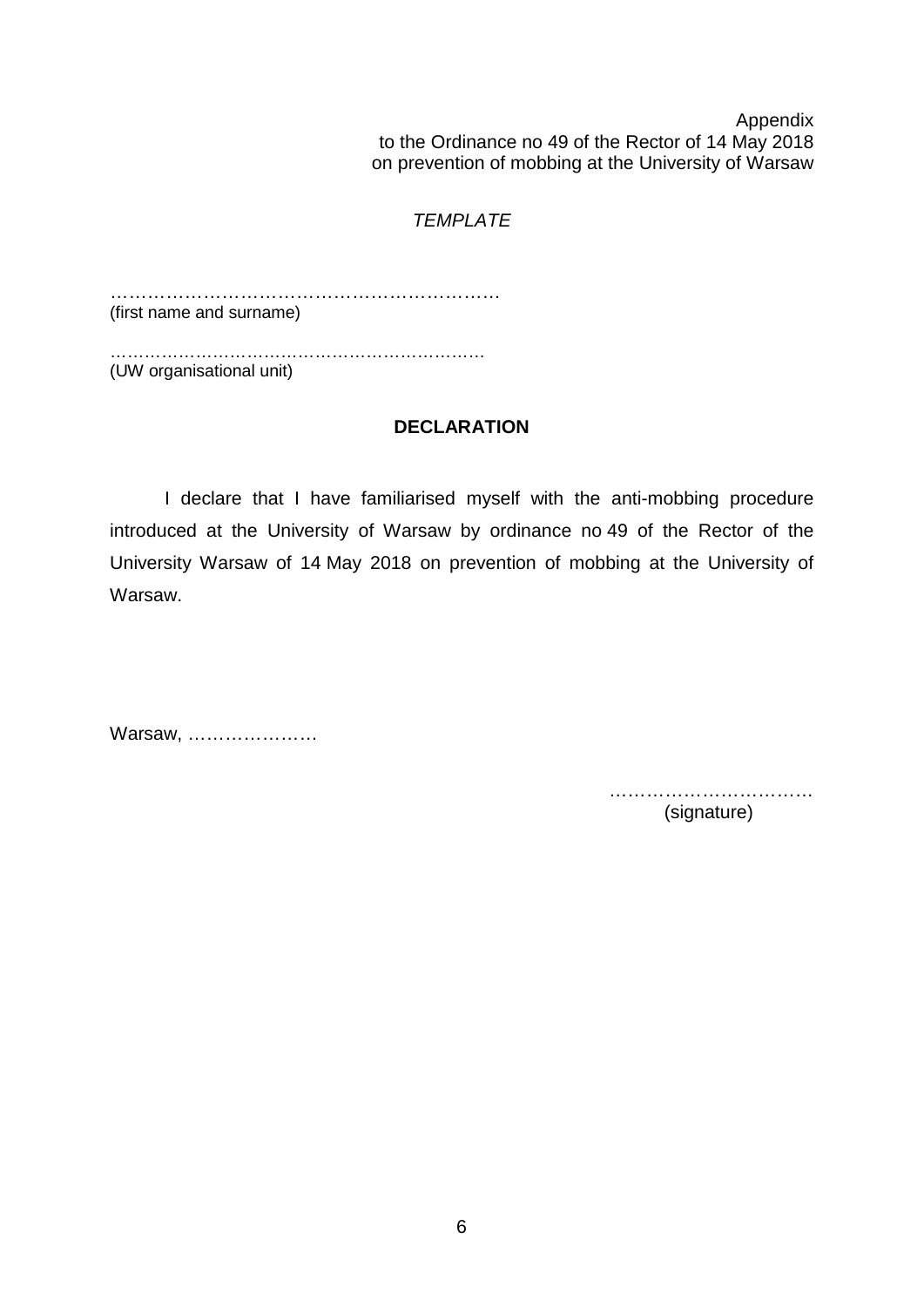Appendix
to the Ordinance no 49 of the Rector of 14 May 2018
on prevention of mobbing at the University of Warsaw

*TEMPLATE*

…………………………………………………………
(first name and surname)

……………………………………………………….
(UW organisational unit)

**DECLARATION**

I declare that I have familiarised myself with the anti-mobbing procedure introduced at the University of Warsaw by ordinance no 49 of the Rector of the University Warsaw of 14 May 2018 on prevention of mobbing at the University of Warsaw.

Warsaw, …………………

……………………………
(signature)